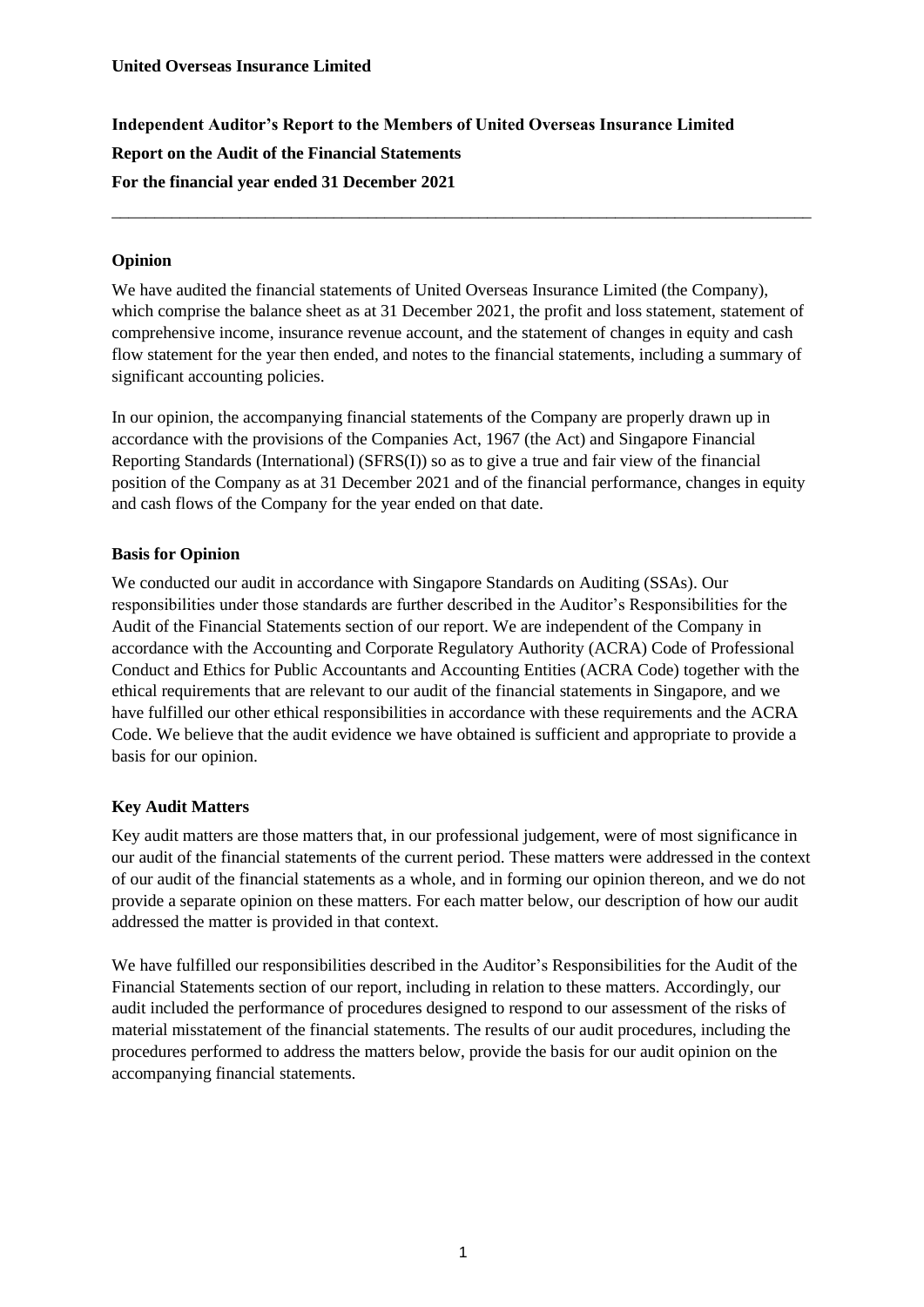**United Overseas Insurance Limited**

# Independent Auditor's Report to the Members of United Overseas Insurance Limited

## Report on the Audit of the Financial Statements

## For the financial year ended 31 December 2021

---

### Opinion

We have audited the financial statements of United Overseas Insurance Limited (the Company), which comprise the balance sheet as at 31 December 2021, the profit and loss statement, statement of comprehensive income, insurance revenue account, and the statement of changes in equity and cash flow statement for the year then ended, and notes to the financial statements, including a summary of significant accounting policies.

In our opinion, the accompanying financial statements of the Company are properly drawn up in accordance with the provisions of the Companies Act, 1967 (the Act) and Singapore Financial Reporting Standards (International) (SFRS(I)) so as to give a true and fair view of the financial position of the Company as at 31 December 2021 and of the financial performance, changes in equity and cash flows of the Company for the year ended on that date.

### Basis for Opinion

We conducted our audit in accordance with Singapore Standards on Auditing (SSAs). Our responsibilities under those standards are further described in the Auditor's Responsibilities for the Audit of the Financial Statements section of our report. We are independent of the Company in accordance with the Accounting and Corporate Regulatory Authority (ACRA) Code of Professional Conduct and Ethics for Public Accountants and Accounting Entities (ACRA Code) together with the ethical requirements that are relevant to our audit of the financial statements in Singapore, and we have fulfilled our other ethical responsibilities in accordance with these requirements and the ACRA Code. We believe that the audit evidence we have obtained is sufficient and appropriate to provide a basis for our opinion.

### Key Audit Matters

Key audit matters are those matters that, in our professional judgement, were of most significance in our audit of the financial statements of the current period. These matters were addressed in the context of our audit of the financial statements as a whole, and in forming our opinion thereon, and we do not provide a separate opinion on these matters. For each matter below, our description of how our audit addressed the matter is provided in that context.

We have fulfilled our responsibilities described in the Auditor's Responsibilities for the Audit of the Financial Statements section of our report, including in relation to these matters. Accordingly, our audit included the performance of procedures designed to respond to our assessment of the risks of material misstatement of the financial statements. The results of our audit procedures, including the procedures performed to address the matters below, provide the basis for our audit opinion on the accompanying financial statements.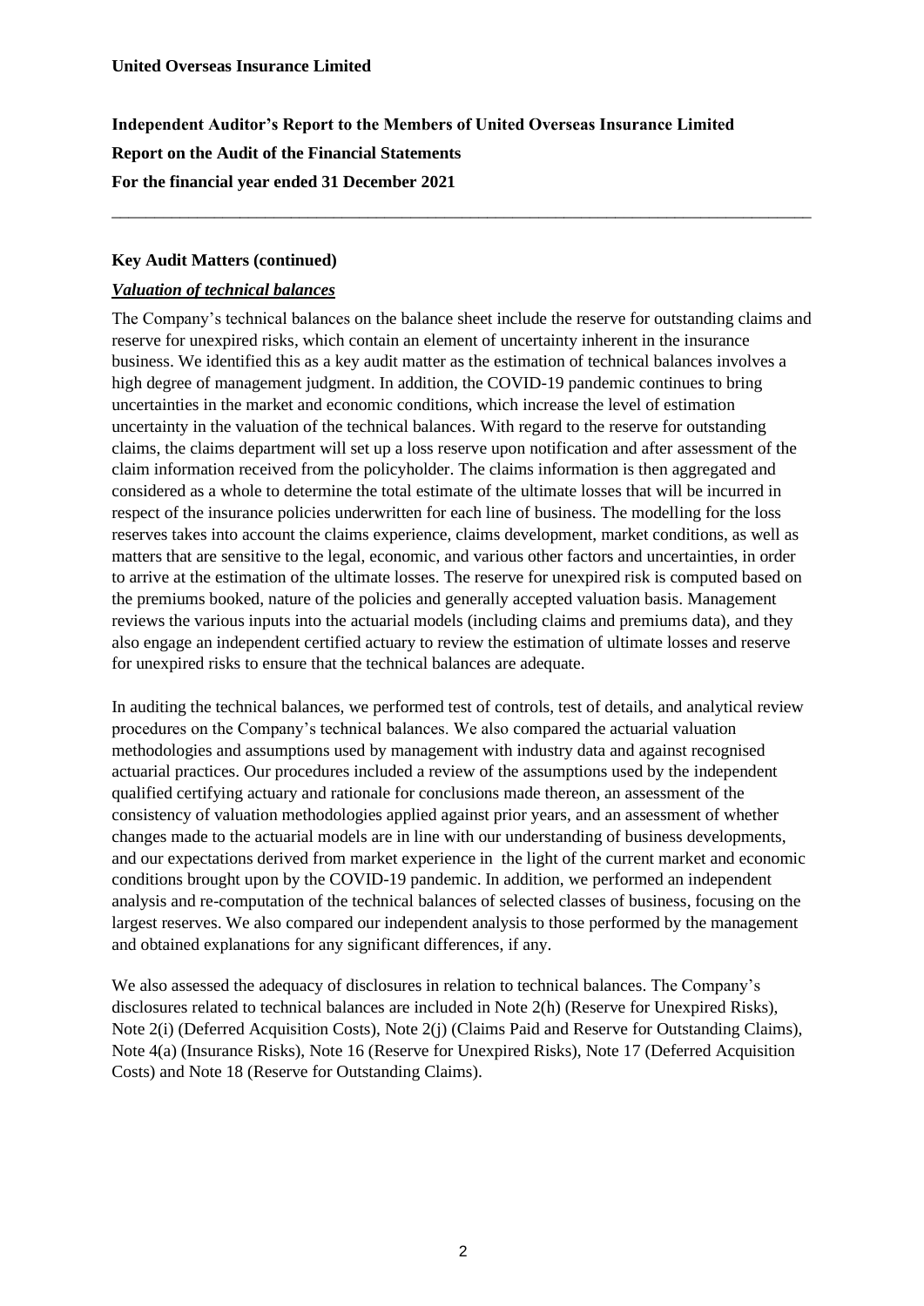**Independent Auditor's Report to the Members of United Overseas Insurance Limited**

**Report on the Audit of the Financial Statements**

**For the financial year ended 31 December 2021**

---

**Key Audit Matters (continued)**

***Valuation of technical balances***

The Company's technical balances on the balance sheet include the reserve for outstanding claims and reserve for unexpired risks, which contain an element of uncertainty inherent in the insurance business. We identified this as a key audit matter as the estimation of technical balances involves a high degree of management judgment. In addition, the COVID-19 pandemic continues to bring uncertainties in the market and economic conditions, which increase the level of estimation uncertainty in the valuation of the technical balances. With regard to the reserve for outstanding claims, the claims department will set up a loss reserve upon notification and after assessment of the claim information received from the policyholder. The claims information is then aggregated and considered as a whole to determine the total estimate of the ultimate losses that will be incurred in respect of the insurance policies underwritten for each line of business. The modelling for the loss reserves takes into account the claims experience, claims development, market conditions, as well as matters that are sensitive to the legal, economic, and various other factors and uncertainties, in order to arrive at the estimation of the ultimate losses. The reserve for unexpired risk is computed based on the premiums booked, nature of the policies and generally accepted valuation basis. Management reviews the various inputs into the actuarial models (including claims and premiums data), and they also engage an independent certified actuary to review the estimation of ultimate losses and reserve for unexpired risks to ensure that the technical balances are adequate.

In auditing the technical balances, we performed test of controls, test of details, and analytical review procedures on the Company's technical balances. We also compared the actuarial valuation methodologies and assumptions used by management with industry data and against recognised actuarial practices. Our procedures included a review of the assumptions used by the independent qualified certifying actuary and rationale for conclusions made thereon, an assessment of the consistency of valuation methodologies applied against prior years, and an assessment of whether changes made to the actuarial models are in line with our understanding of business developments, and our expectations derived from market experience in the light of the current market and economic conditions brought upon by the COVID-19 pandemic. In addition, we performed an independent analysis and re-computation of the technical balances of selected classes of business, focusing on the largest reserves. We also compared our independent analysis to those performed by the management and obtained explanations for any significant differences, if any.

We also assessed the adequacy of disclosures in relation to technical balances. The Company's disclosures related to technical balances are included in Note 2(h) (Reserve for Unexpired Risks), Note 2(i) (Deferred Acquisition Costs), Note 2(j) (Claims Paid and Reserve for Outstanding Claims), Note 4(a) (Insurance Risks), Note 16 (Reserve for Unexpired Risks), Note 17 (Deferred Acquisition Costs) and Note 18 (Reserve for Outstanding Claims).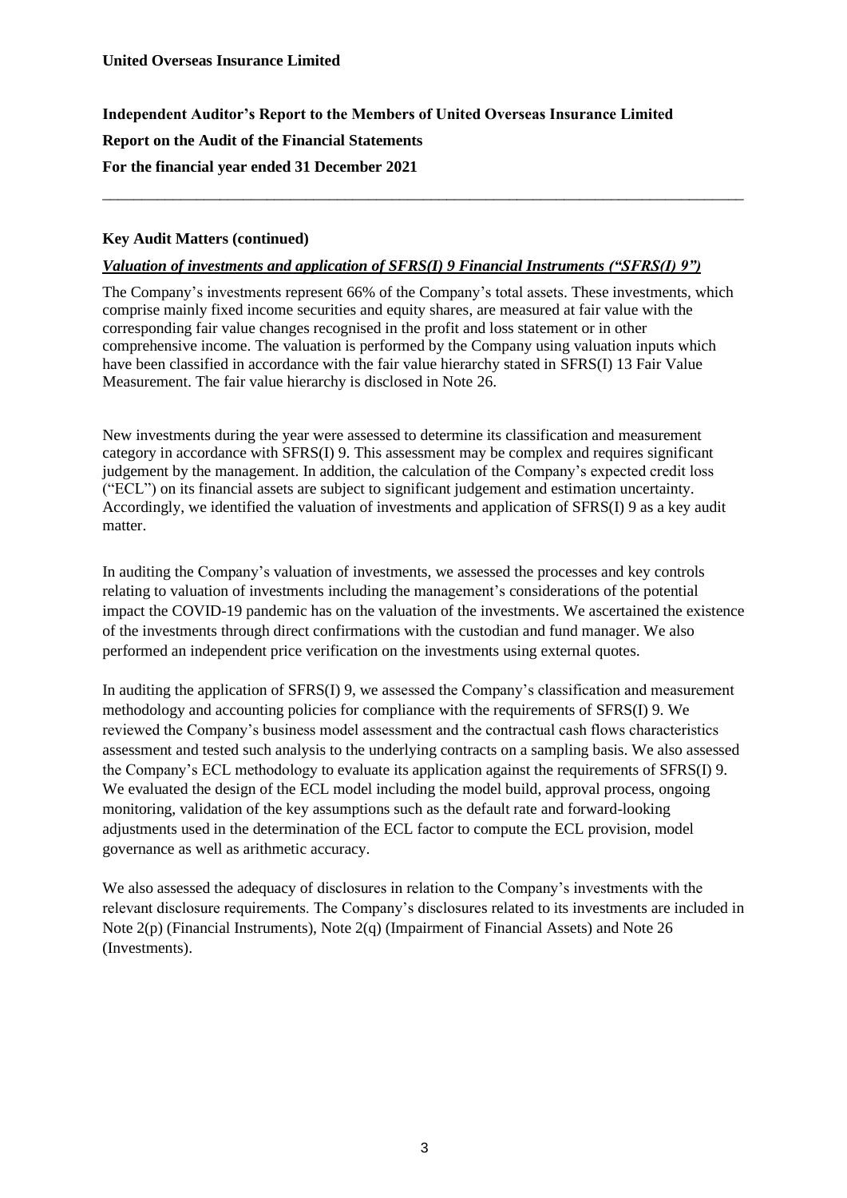**United Overseas Insurance Limited**

**Independent Auditor's Report to the Members of United Overseas Insurance Limited**

**Report on the Audit of the Financial Statements**

**For the financial year ended 31 December 2021**

**Key Audit Matters (continued)**

***Valuation of investments and application of SFRS(I) 9 Financial Instruments ("SFRS(I) 9")***

The Company's investments represent 66% of the Company's total assets. These investments, which comprise mainly fixed income securities and equity shares, are measured at fair value with the corresponding fair value changes recognised in the profit and loss statement or in other comprehensive income. The valuation is performed by the Company using valuation inputs which have been classified in accordance with the fair value hierarchy stated in SFRS(I) 13 Fair Value Measurement. The fair value hierarchy is disclosed in Note 26.

New investments during the year were assessed to determine its classification and measurement category in accordance with SFRS(I) 9. This assessment may be complex and requires significant judgement by the management. In addition, the calculation of the Company's expected credit loss ("ECL") on its financial assets are subject to significant judgement and estimation uncertainty. Accordingly, we identified the valuation of investments and application of SFRS(I) 9 as a key audit matter.

In auditing the Company's valuation of investments, we assessed the processes and key controls relating to valuation of investments including the management's considerations of the potential impact the COVID-19 pandemic has on the valuation of the investments. We ascertained the existence of the investments through direct confirmations with the custodian and fund manager. We also performed an independent price verification on the investments using external quotes.

In auditing the application of SFRS(I) 9, we assessed the Company's classification and measurement methodology and accounting policies for compliance with the requirements of SFRS(I) 9. We reviewed the Company's business model assessment and the contractual cash flows characteristics assessment and tested such analysis to the underlying contracts on a sampling basis. We also assessed the Company's ECL methodology to evaluate its application against the requirements of SFRS(I) 9. We evaluated the design of the ECL model including the model build, approval process, ongoing monitoring, validation of the key assumptions such as the default rate and forward-looking adjustments used in the determination of the ECL factor to compute the ECL provision, model governance as well as arithmetic accuracy.

We also assessed the adequacy of disclosures in relation to the Company's investments with the relevant disclosure requirements. The Company's disclosures related to its investments are included in Note 2(p) (Financial Instruments), Note 2(q) (Impairment of Financial Assets) and Note 26 (Investments).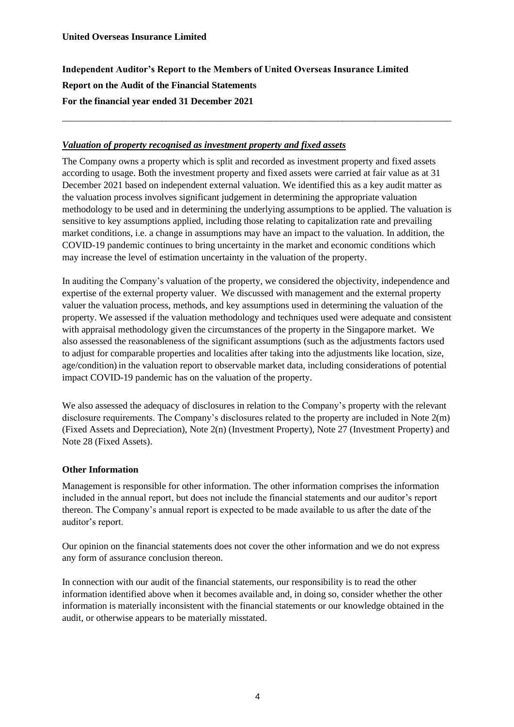**United Overseas Insurance Limited**

**Independent Auditor's Report to the Members of United Overseas Insurance Limited**

**Report on the Audit of the Financial Statements**

**For the financial year ended 31 December 2021**

***Valuation of property recognised as investment property and fixed assets***

The Company owns a property which is split and recorded as investment property and fixed assets according to usage. Both the investment property and fixed assets were carried at fair value as at 31 December 2021 based on independent external valuation. We identified this as a key audit matter as the valuation process involves significant judgement in determining the appropriate valuation methodology to be used and in determining the underlying assumptions to be applied. The valuation is sensitive to key assumptions applied, including those relating to capitalization rate and prevailing market conditions, i.e. a change in assumptions may have an impact to the valuation. In addition, the COVID-19 pandemic continues to bring uncertainty in the market and economic conditions which may increase the level of estimation uncertainty in the valuation of the property.

In auditing the Company's valuation of the property, we considered the objectivity, independence and expertise of the external property valuer. We discussed with management and the external property valuer the valuation process, methods, and key assumptions used in determining the valuation of the property. We assessed if the valuation methodology and techniques used were adequate and consistent with appraisal methodology given the circumstances of the property in the Singapore market. We also assessed the reasonableness of the significant assumptions (such as the adjustments factors used to adjust for comparable properties and localities after taking into the adjustments like location, size, age/condition) in the valuation report to observable market data, including considerations of potential impact COVID-19 pandemic has on the valuation of the property.

We also assessed the adequacy of disclosures in relation to the Company's property with the relevant disclosure requirements. The Company's disclosures related to the property are included in Note 2(m) (Fixed Assets and Depreciation), Note 2(n) (Investment Property), Note 27 (Investment Property) and Note 28 (Fixed Assets).

**Other Information**

Management is responsible for other information. The other information comprises the information included in the annual report, but does not include the financial statements and our auditor's report thereon. The Company's annual report is expected to be made available to us after the date of the auditor's report.

Our opinion on the financial statements does not cover the other information and we do not express any form of assurance conclusion thereon.

In connection with our audit of the financial statements, our responsibility is to read the other information identified above when it becomes available and, in doing so, consider whether the other information is materially inconsistent with the financial statements or our knowledge obtained in the audit, or otherwise appears to be materially misstated.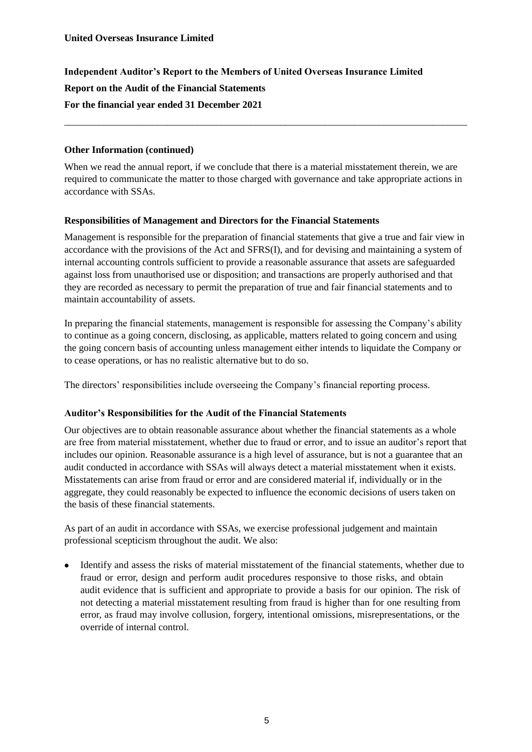**United Overseas Insurance Limited**

**Independent Auditor's Report to the Members of United Overseas Insurance Limited**

**Report on the Audit of the Financial Statements**

**For the financial year ended 31 December 2021**

### Other Information (continued)

When we read the annual report, if we conclude that there is a material misstatement therein, we are required to communicate the matter to those charged with governance and take appropriate actions in accordance with SSAs.

### Responsibilities of Management and Directors for the Financial Statements

Management is responsible for the preparation of financial statements that give a true and fair view in accordance with the provisions of the Act and SFRS(I), and for devising and maintaining a system of internal accounting controls sufficient to provide a reasonable assurance that assets are safeguarded against loss from unauthorised use or disposition; and transactions are properly authorised and that they are recorded as necessary to permit the preparation of true and fair financial statements and to maintain accountability of assets.

In preparing the financial statements, management is responsible for assessing the Company's ability to continue as a going concern, disclosing, as applicable, matters related to going concern and using the going concern basis of accounting unless management either intends to liquidate the Company or to cease operations, or has no realistic alternative but to do so.

The directors' responsibilities include overseeing the Company's financial reporting process.

### Auditor's Responsibilities for the Audit of the Financial Statements

Our objectives are to obtain reasonable assurance about whether the financial statements as a whole are free from material misstatement, whether due to fraud or error, and to issue an auditor's report that includes our opinion. Reasonable assurance is a high level of assurance, but is not a guarantee that an audit conducted in accordance with SSAs will always detect a material misstatement when it exists. Misstatements can arise from fraud or error and are considered material if, individually or in the aggregate, they could reasonably be expected to influence the economic decisions of users taken on the basis of these financial statements.

As part of an audit in accordance with SSAs, we exercise professional judgement and maintain professional scepticism throughout the audit. We also:

- Identify and assess the risks of material misstatement of the financial statements, whether due to fraud or error, design and perform audit procedures responsive to those risks, and obtain audit evidence that is sufficient and appropriate to provide a basis for our opinion. The risk of not detecting a material misstatement resulting from fraud is higher than for one resulting from error, as fraud may involve collusion, forgery, intentional omissions, misrepresentations, or the override of internal control.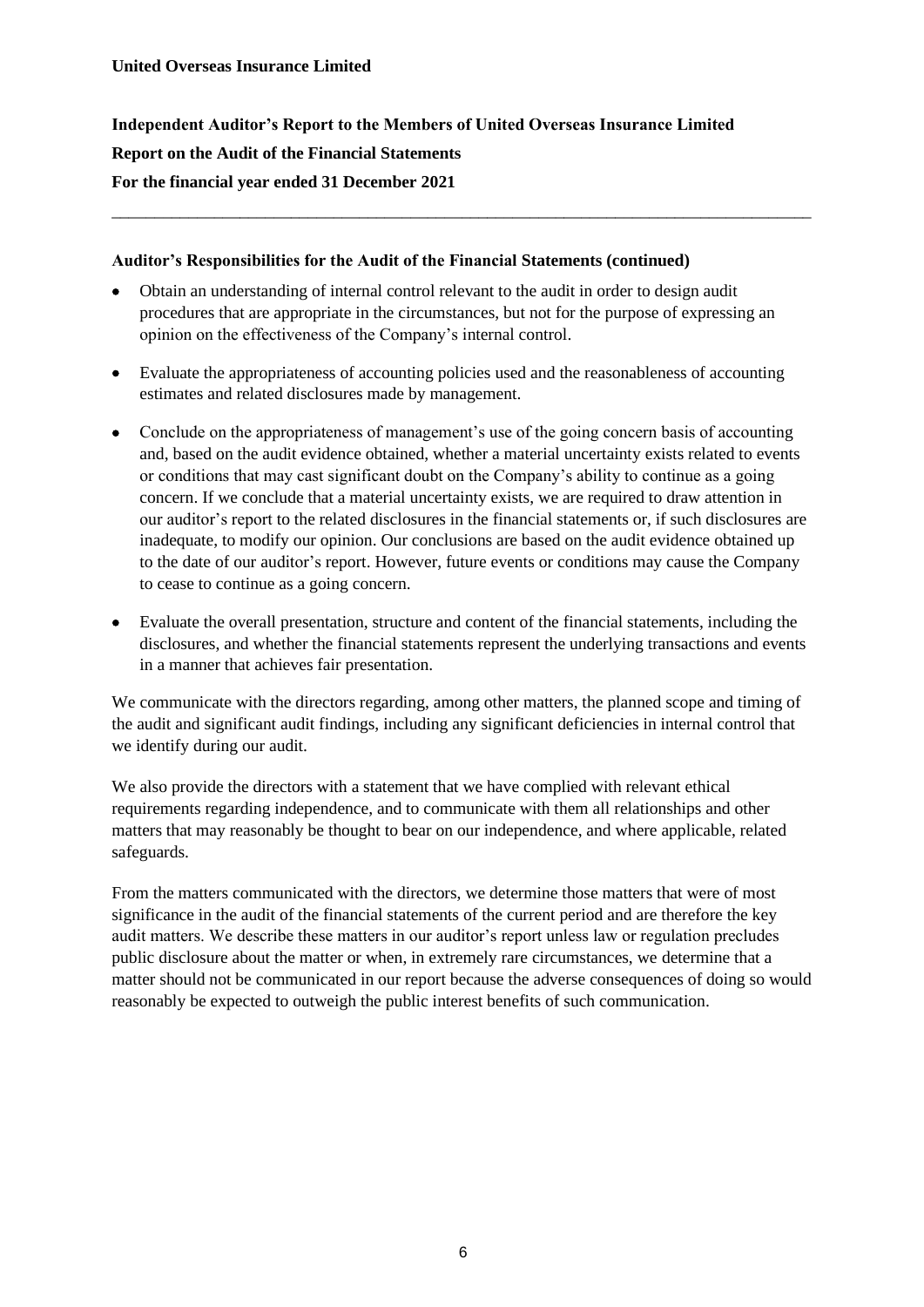**United Overseas Insurance Limited**

**Independent Auditor's Report to the Members of United Overseas Insurance Limited**

**Report on the Audit of the Financial Statements**

**For the financial year ended 31 December 2021**

---

**Auditor's Responsibilities for the Audit of the Financial Statements (continued)**

- Obtain an understanding of internal control relevant to the audit in order to design audit procedures that are appropriate in the circumstances, but not for the purpose of expressing an opinion on the effectiveness of the Company's internal control.

- Evaluate the appropriateness of accounting policies used and the reasonableness of accounting estimates and related disclosures made by management.

- Conclude on the appropriateness of management's use of the going concern basis of accounting and, based on the audit evidence obtained, whether a material uncertainty exists related to events or conditions that may cast significant doubt on the Company's ability to continue as a going concern. If we conclude that a material uncertainty exists, we are required to draw attention in our auditor's report to the related disclosures in the financial statements or, if such disclosures are inadequate, to modify our opinion. Our conclusions are based on the audit evidence obtained up to the date of our auditor's report. However, future events or conditions may cause the Company to cease to continue as a going concern.

- Evaluate the overall presentation, structure and content of the financial statements, including the disclosures, and whether the financial statements represent the underlying transactions and events in a manner that achieves fair presentation.

We communicate with the directors regarding, among other matters, the planned scope and timing of the audit and significant audit findings, including any significant deficiencies in internal control that we identify during our audit.

We also provide the directors with a statement that we have complied with relevant ethical requirements regarding independence, and to communicate with them all relationships and other matters that may reasonably be thought to bear on our independence, and where applicable, related safeguards.

From the matters communicated with the directors, we determine those matters that were of most significance in the audit of the financial statements of the current period and are therefore the key audit matters. We describe these matters in our auditor's report unless law or regulation precludes public disclosure about the matter or when, in extremely rare circumstances, we determine that a matter should not be communicated in our report because the adverse consequences of doing so would reasonably be expected to outweigh the public interest benefits of such communication.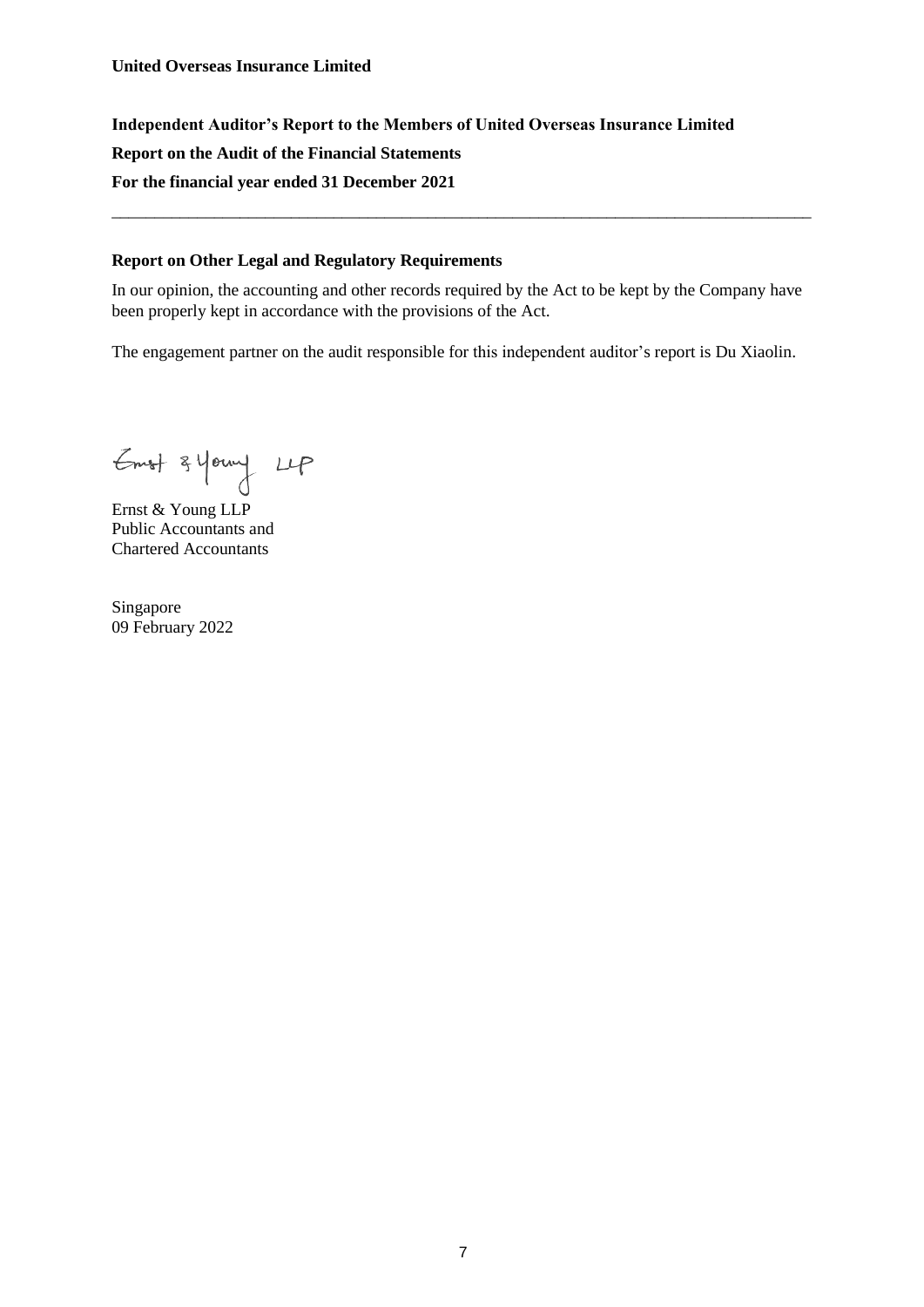**United Overseas Insurance Limited**

**Independent Auditor's Report to the Members of United Overseas Insurance Limited**

**Report on the Audit of the Financial Statements**

**For the financial year ended 31 December 2021**

---

**Report on Other Legal and Regulatory Requirements**

In our opinion, the accounting and other records required by the Act to be kept by the Company have been properly kept in accordance with the provisions of the Act.

The engagement partner on the audit responsible for this independent auditor's report is Du Xiaolin.

Ernst & Young LLP

Ernst & Young LLP
Public Accountants and
Chartered Accountants

Singapore
09 February 2022